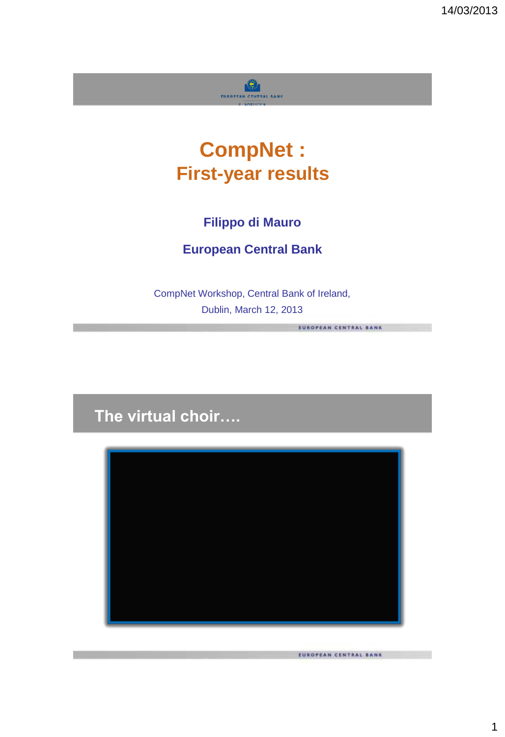# CompNet : First-year results

**Filippo di Mauro**

**European Central Bank**

CompNet Workshop, Central Bank of Ireland, Dublin, March 12, 2013

## The virtual choir….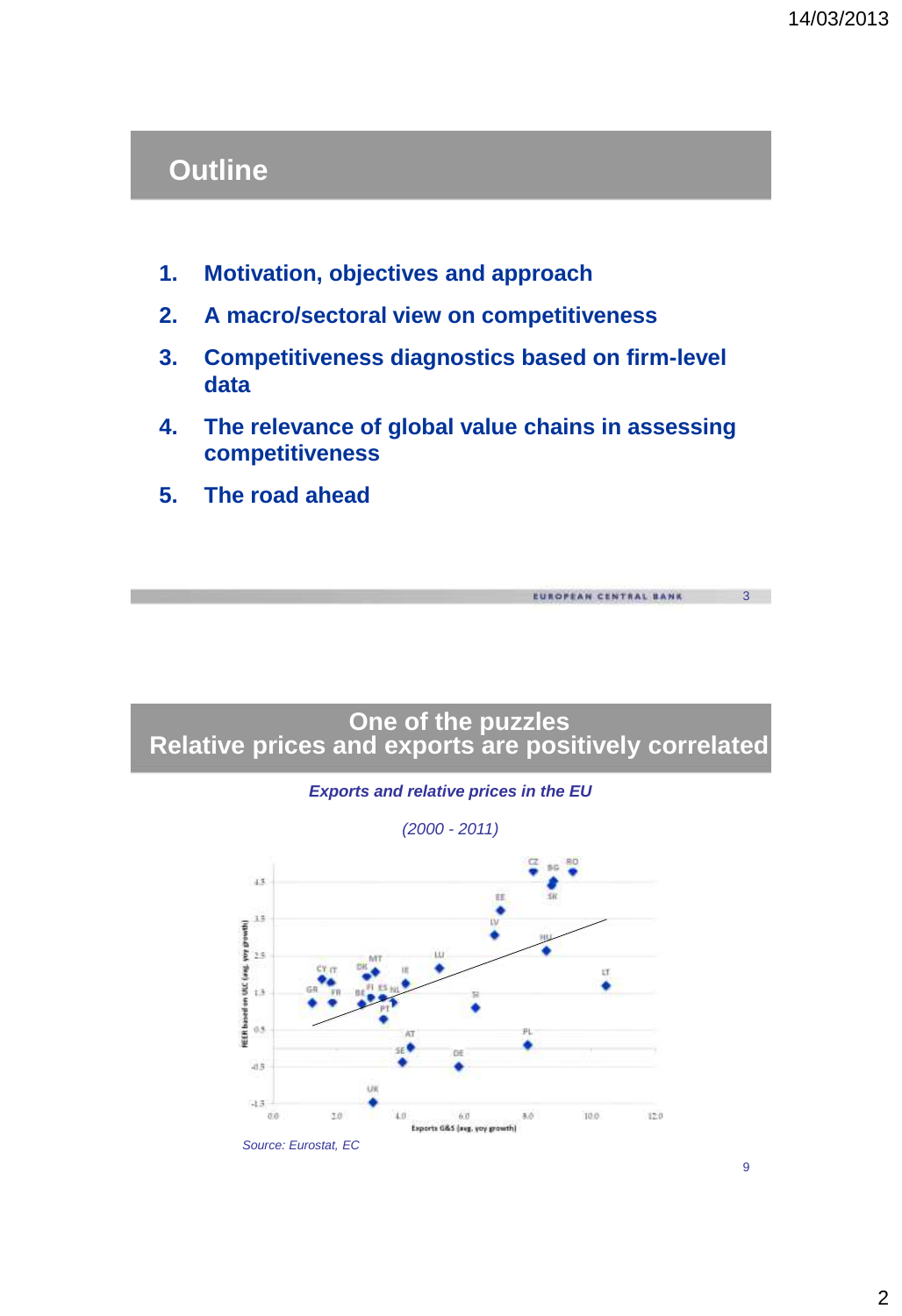## Outline

1. Motivation, objectives and approach
2. A macro/sectoral view on competitiveness
3. Competitiveness diagnostics based on firm-level data
4. The relevance of global value chains in assessing competitiveness
5. The road ahead

## One of the puzzles Relative prices and exports are positively correlated

*Exports and relative prices in the EU*

*(2000 - 2011)*

*Source: Eurostat, EC*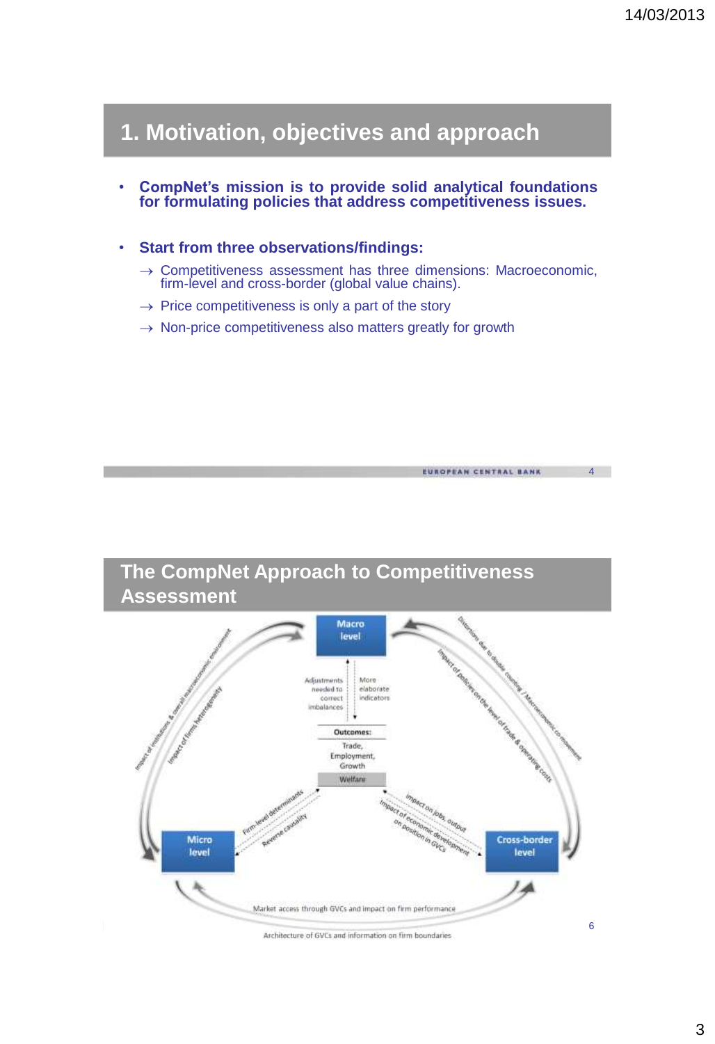## 1. Motivation, objectives and approach

- **CompNet's mission is to provide solid analytical foundations for formulating policies that address competitiveness issues.**

- **Start from three observations/findings:**
  - → Competitiveness assessment has three dimensions: Macroeconomic, firm-level and cross-border (global value chains).
  - → Price competitiveness is only a part of the story
  - → Non-price competitiveness also matters greatly for growth

## The CompNet Approach to Competitiveness Assessment

Macro level

Adjustments needed to correct imbalances

More elaborate indicators

Outcomes: Trade, Employment, Growth

Welfare

Impact of institutions & overall macroeconomic environment

Impact of firms heterogeneity

Distortions due to double counting / Macroeconomic co-movement

Impact of policies on the level of trade & operating costs

Firm-level determinants

Reverse causality

Impact on jobs, output

Impact of economic development on position in GVCs

Micro level

Cross-border level

Market access through GVCs and impact on firm performance

Architecture of GVCs and information on firm boundaries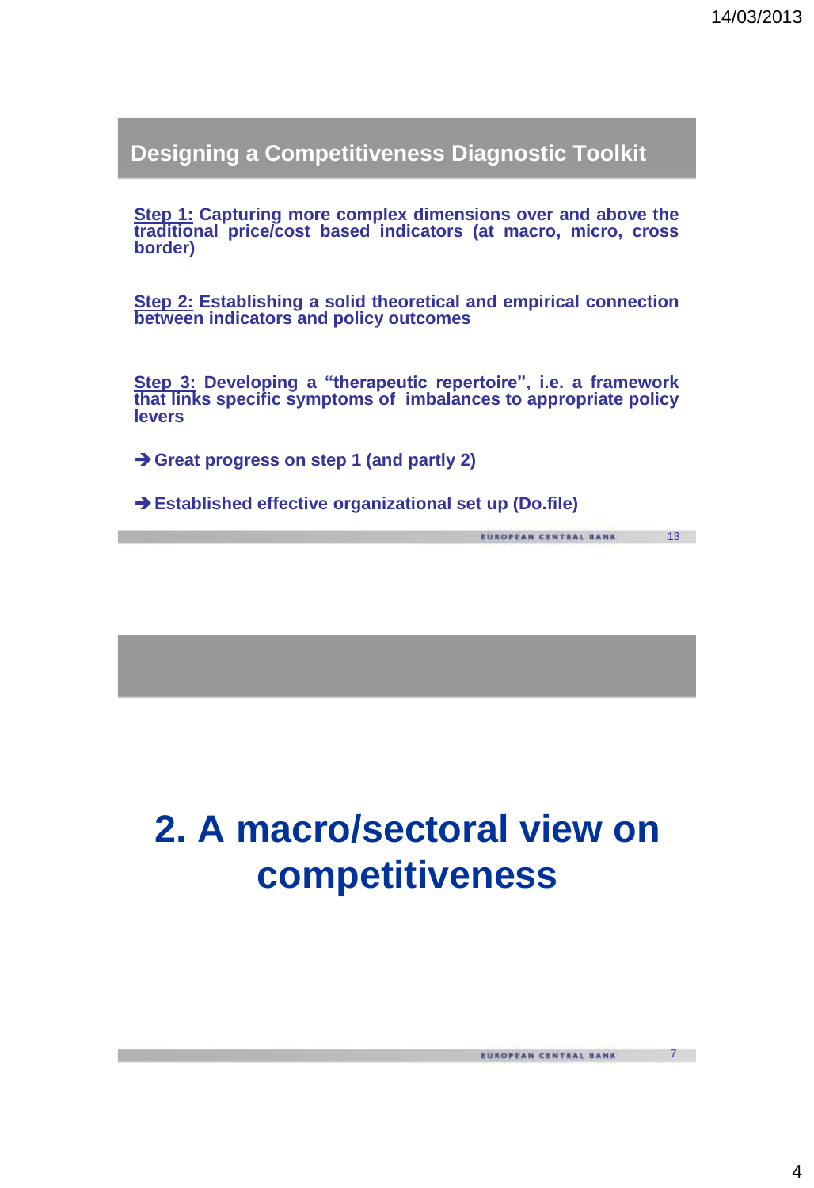## Designing a Competitiveness Diagnostic Toolkit

**Step 1:** Capturing more complex dimensions over and above the traditional price/cost based indicators (at macro, micro, cross border)

**Step 2:** Establishing a solid theoretical and empirical connection between indicators and policy outcomes

**Step 3:** Developing a "therapeutic repertoire", i.e. a framework that links specific symptoms of imbalances to appropriate policy levers

➔ **Great progress on step 1 (and partly 2)**

➔ **Established effective organizational set up (Do.file)**

# 2. A macro/sectoral view on competitiveness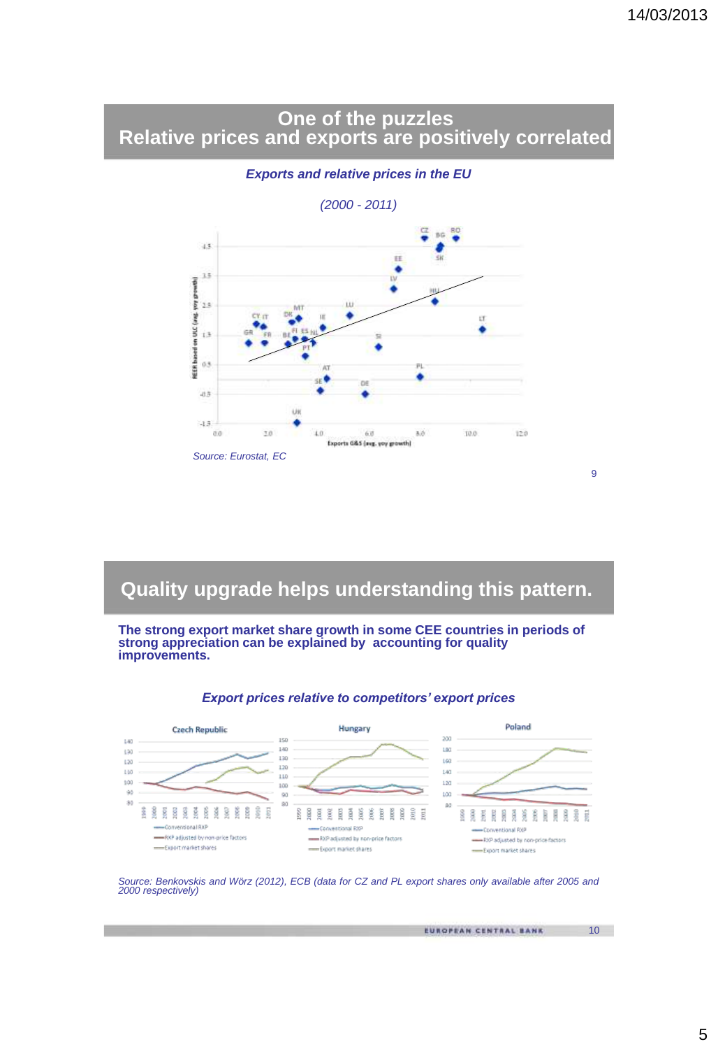## One of the puzzles
## Relative prices and exports are positively correlated

*Exports and relative prices in the EU*

*(2000 - 2011)*

*Source: Eurostat, EC*

## Quality upgrade helps understanding this pattern.

**The strong export market share growth in some CEE countries in periods of strong appreciation can be explained by accounting for quality improvements.**

*Export prices relative to competitors' export prices*

*Source: Benkovskis and Wörz (2012), ECB (data for CZ and PL export shares only available after 2005 and 2000 respectively)*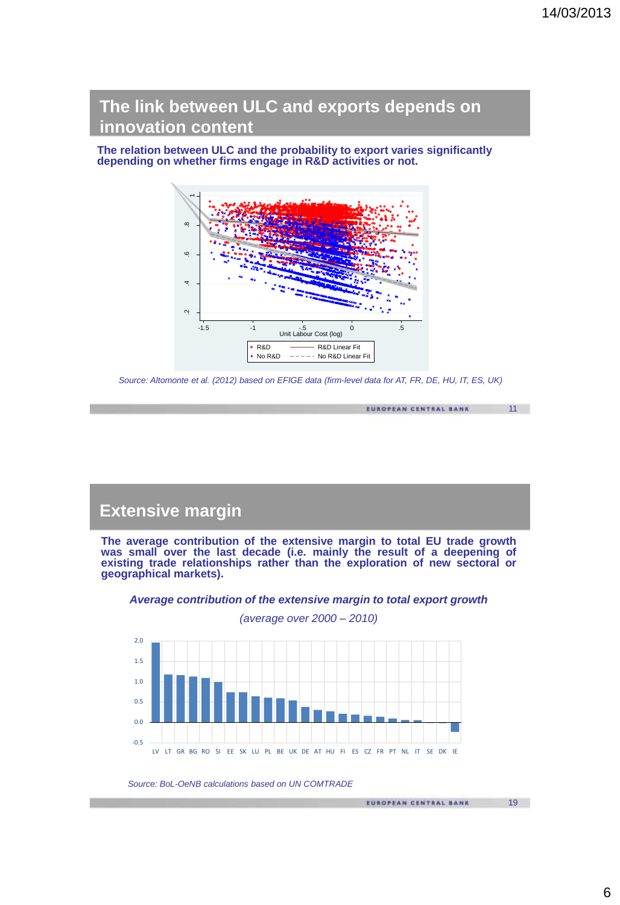## The link between ULC and exports depends on innovation content

**The relation between ULC and the probability to export varies significantly depending on whether firms engage in R&D activities or not.**

*Source: Altomonte et al. (2012) based on EFIGE data (firm-level data for AT, FR, DE, HU, IT, ES, UK)*

## Extensive margin

**The average contribution of the extensive margin to total EU trade growth was small over the last decade (i.e. mainly the result of a deepening of existing trade relationships rather than the exploration of new sectoral or geographical markets).**

***Average contribution of the extensive margin to total export growth***

*(average over 2000 – 2010)*

*Source: BoL-OeNB calculations based on UN COMTRADE*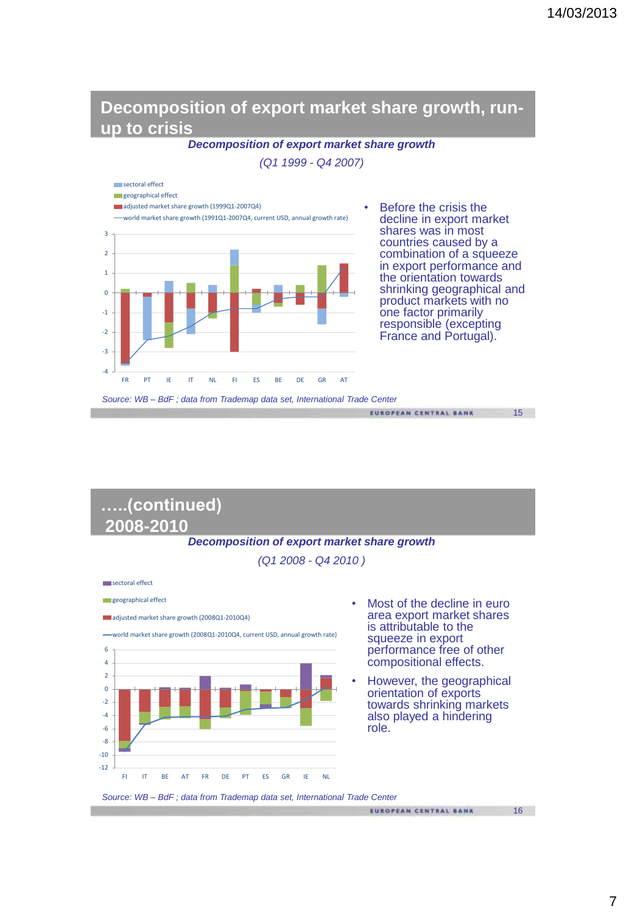## Decomposition of export market share growth, run-up to crisis

***Decomposition of export market share growth***

*(Q1 1999 - Q4 2007)*

- sectoral effect
- geographical effect
- adjusted market share growth (1999Q1-2007Q4)
- world market share growth (1991Q1-2007Q4, current USD, annual growth rate)

3, 2, 1, 0, -1, -2, -3, -4

FR PT IE IT NL FI ES BE DE GR AT

- Before the crisis the decline in export market shares was in most countries caused by a combination of a squeeze in export performance and the orientation towards shrinking geographical and product markets with no one factor primarily responsible (excepting France and Portugal).

*Source: WB – BdF ; data from Trademap data set, International Trade Center*

## …..(continued) 2008-2010

***Decomposition of export market share growth***

*(Q1 2008 - Q4 2010 )*

- sectoral effect
- geographical effect
- adjusted market share growth (2008Q1-2010Q4)
- world market share growth (2008Q1-2010Q4, current USD, annual growth rate)

6, 4, 2, 0, -2, -4, -6, -8, -10, -12

FI IT BE AT FR DE PT ES GR IE NL

- Most of the decline in euro area export market shares is attributable to the squeeze in export performance free of other compositional effects.
- However, the geographical orientation of exports towards shrinking markets also played a hindering role.

*Source: WB – BdF ; data from Trademap data set, International Trade Center*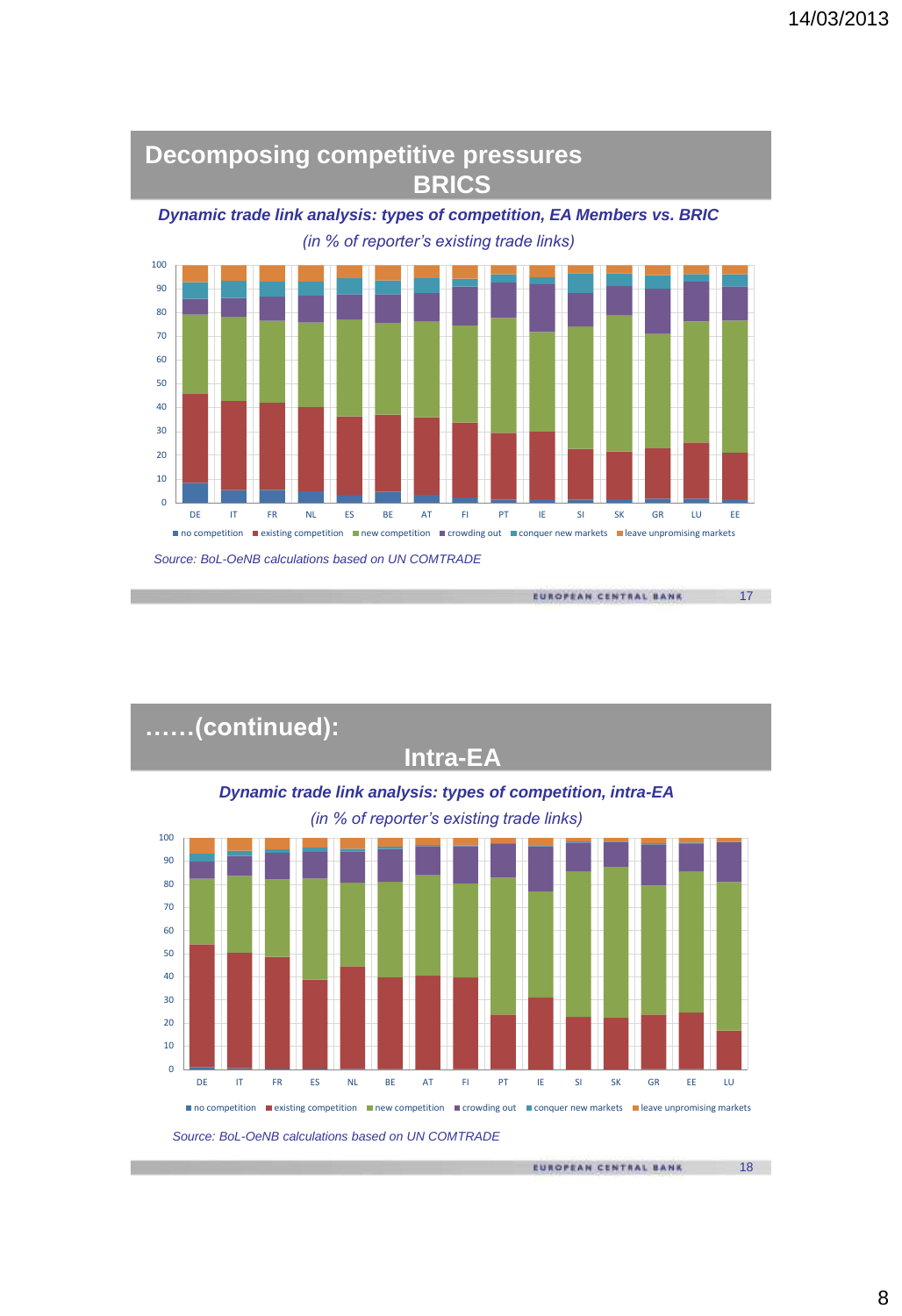## Decomposing competitive pressures BRICS

***Dynamic trade link analysis: types of competition, EA Members vs. BRIC***

*(in % of reporter's existing trade links)*

DE IT FR NL ES BE AT FI PT IE SI SK GR LU EE

no competition, existing competition, new competition, crowding out, conquer new markets, leave unpromising markets

*Source: BoL-OeNB calculations based on UN COMTRADE*

## ……(continued): Intra-EA

***Dynamic trade link analysis: types of competition, intra-EA***

*(in % of reporter's existing trade links)*

DE IT FR ES NL BE AT FI PT IE SI SK GR EE LU

no competition, existing competition, new competition, crowding out, conquer new markets, leave unpromising markets

*Source: BoL-OeNB calculations based on UN COMTRADE*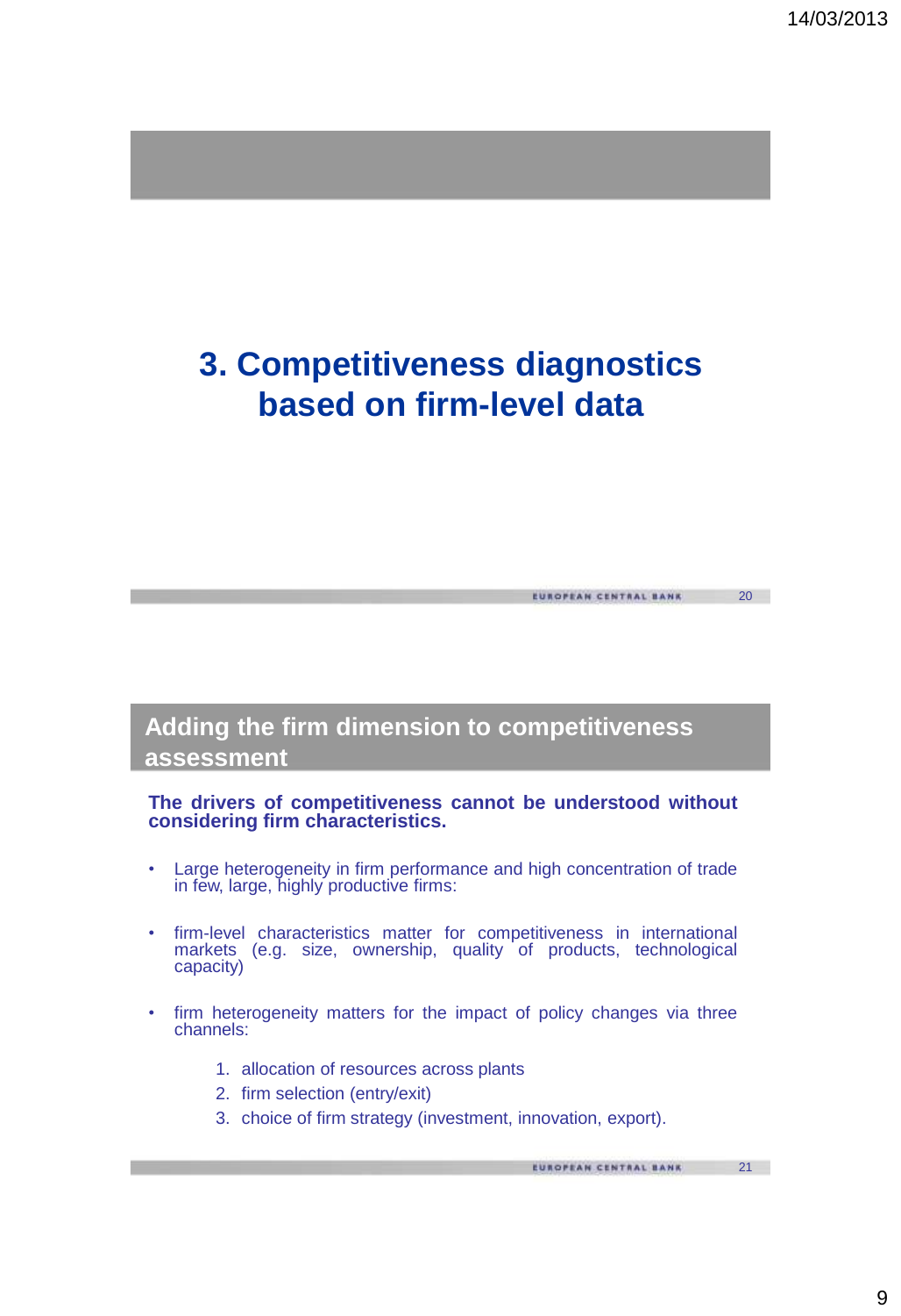# 3. Competitiveness diagnostics based on firm-level data

## Adding the firm dimension to competitiveness assessment

**The drivers of competitiveness cannot be understood without considering firm characteristics.**

- Large heterogeneity in firm performance and high concentration of trade in few, large, highly productive firms:
- firm-level characteristics matter for competitiveness in international markets (e.g. size, ownership, quality of products, technological capacity)
- firm heterogeneity matters for the impact of policy changes via three channels:
  1. allocation of resources across plants
  2. firm selection (entry/exit)
  3. choice of firm strategy (investment, innovation, export).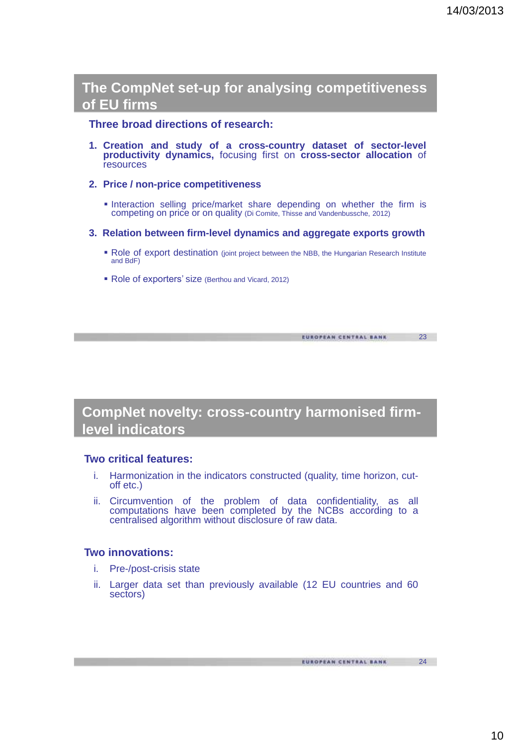## The CompNet set-up for analysing competitiveness of EU firms

**Three broad directions of research:**

1. **Creation and study of a cross-country dataset of sector-level productivity dynamics,** focusing first on **cross-sector allocation** of resources

2. **Price / non-price competitiveness**

   - Interaction selling price/market share depending on whether the firm is competing on price or on quality (Di Comite, Thisse and Vandenbussche, 2012)

3. **Relation between firm-level dynamics and aggregate exports growth**

   - Role of export destination (joint project between the NBB, the Hungarian Research Institute and BdF)
   - Role of exporters' size (Berthou and Vicard, 2012)

## CompNet novelty: cross-country harmonised firm-level indicators

**Two critical features:**

i. Harmonization in the indicators constructed (quality, time horizon, cut-off etc.)

ii. Circumvention of the problem of data confidentiality, as all computations have been completed by the NCBs according to a centralised algorithm without disclosure of raw data.

**Two innovations:**

i. Pre-/post-crisis state

ii. Larger data set than previously available (12 EU countries and 60 sectors)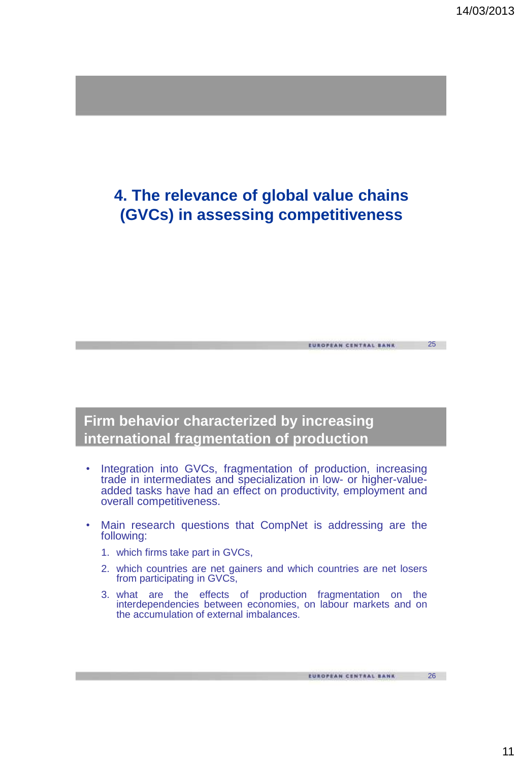# 4. The relevance of global value chains (GVCs) in assessing competitiveness

## Firm behavior characterized by increasing international fragmentation of production

- Integration into GVCs, fragmentation of production, increasing trade in intermediates and specialization in low- or higher-value-added tasks have had an effect on productivity, employment and overall competitiveness.
- Main research questions that CompNet is addressing are the following:
  1. which firms take part in GVCs,
  2. which countries are net gainers and which countries are net losers from participating in GVCs,
  3. what are the effects of production fragmentation on the interdependencies between economies, on labour markets and on the accumulation of external imbalances.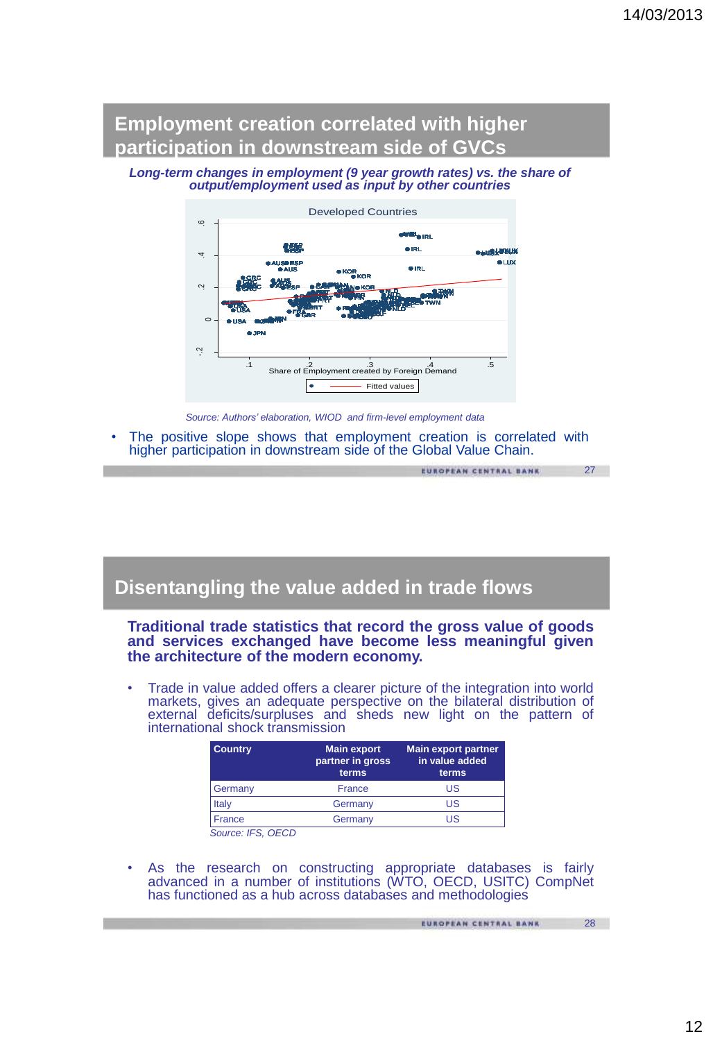## Employment creation correlated with higher participation in downstream side of GVCs

***Long-term changes in employment (9 year growth rates) vs. the share of output/employment used as input by other countries***

*Source: Authors' elaboration, WIOD and firm-level employment data*

- The positive slope shows that employment creation is correlated with higher participation in downstream side of the Global Value Chain.

## Disentangling the value added in trade flows

**Traditional trade statistics that record the gross value of goods and services exchanged have become less meaningful given the architecture of the modern economy.**

- Trade in value added offers a clearer picture of the integration into world markets, gives an adequate perspective on the bilateral distribution of external deficits/surpluses and sheds new light on the pattern of international shock transmission

| Country | Main export partner in gross terms | Main export partner in value added terms |
|---|---|---|
| Germany | France | US |
| Italy | Germany | US |
| France | Germany | US |

*Source: IFS, OECD*

- As the research on constructing appropriate databases is fairly advanced in a number of institutions (WTO, OECD, USITC) CompNet has functioned as a hub across databases and methodologies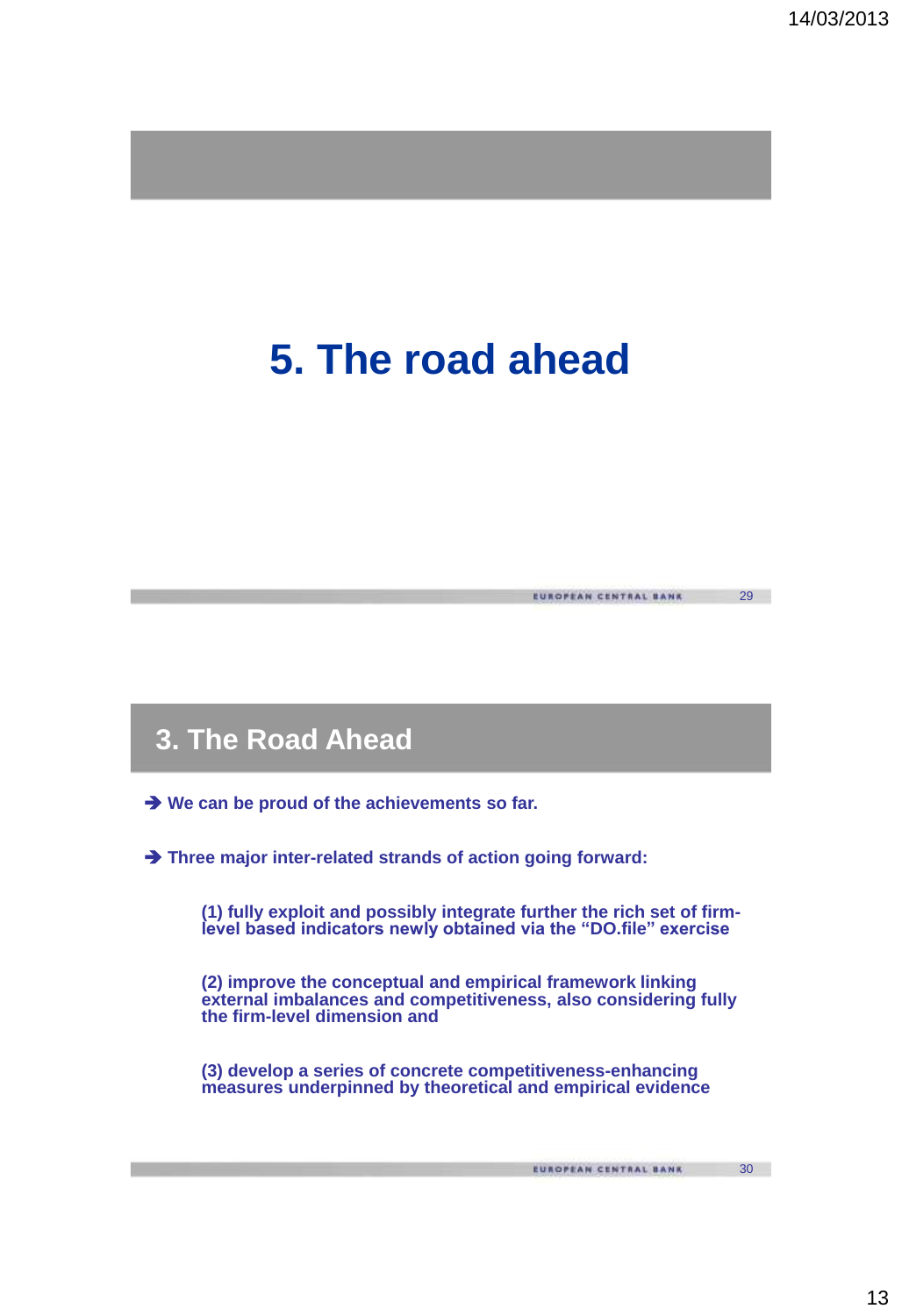# 5. The road ahead

## 3. The Road Ahead

➔ **We can be proud of the achievements so far.**

➔ **Three major inter-related strands of action going forward:**

**(1) fully exploit and possibly integrate further the rich set of firm-level based indicators newly obtained via the "DO.file" exercise**

**(2) improve the conceptual and empirical framework linking external imbalances and competitiveness, also considering fully the firm-level dimension and**

**(3) develop a series of concrete competitiveness-enhancing measures underpinned by theoretical and empirical evidence**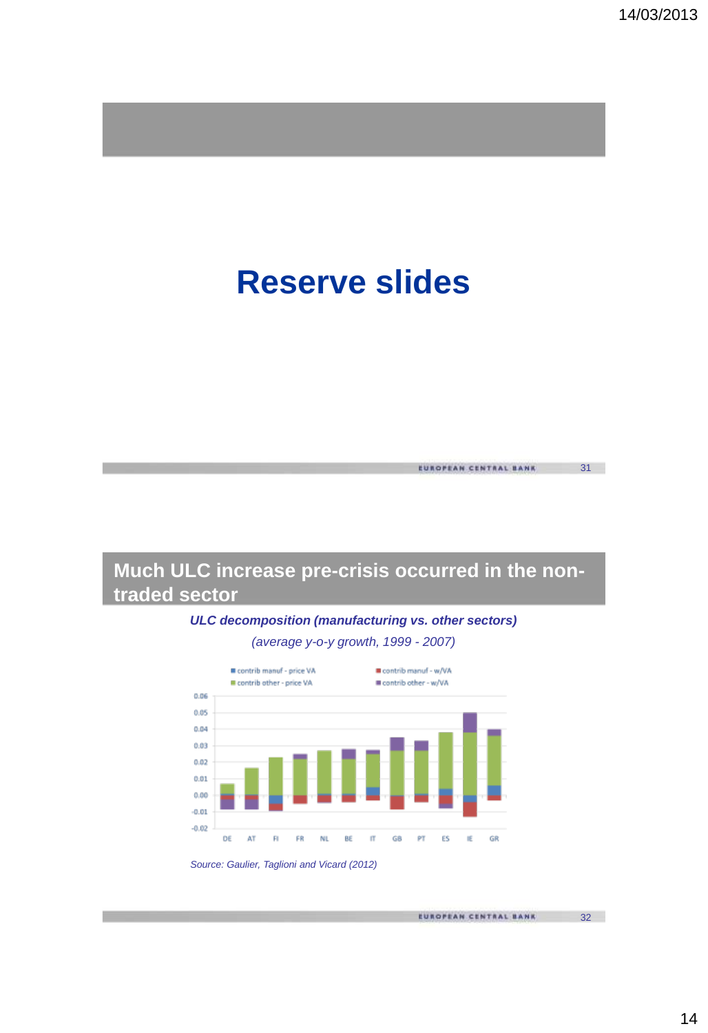# Reserve slides

## Much ULC increase pre-crisis occurred in the non-traded sector

***ULC decomposition (manufacturing vs. other sectors)***

*(average y-o-y growth, 1999 - 2007)*

contrib manuf - price VA
contrib other - price VA
contrib manuf - w/VA
contrib other - w/VA

0.06
0.05
0.04
0.03
0.02
0.01
0.00
-0.01
-0.02

DE AT FI FR NL BE IT GB PT ES IE GR

*Source: Gaulier, Taglioni and Vicard (2012)*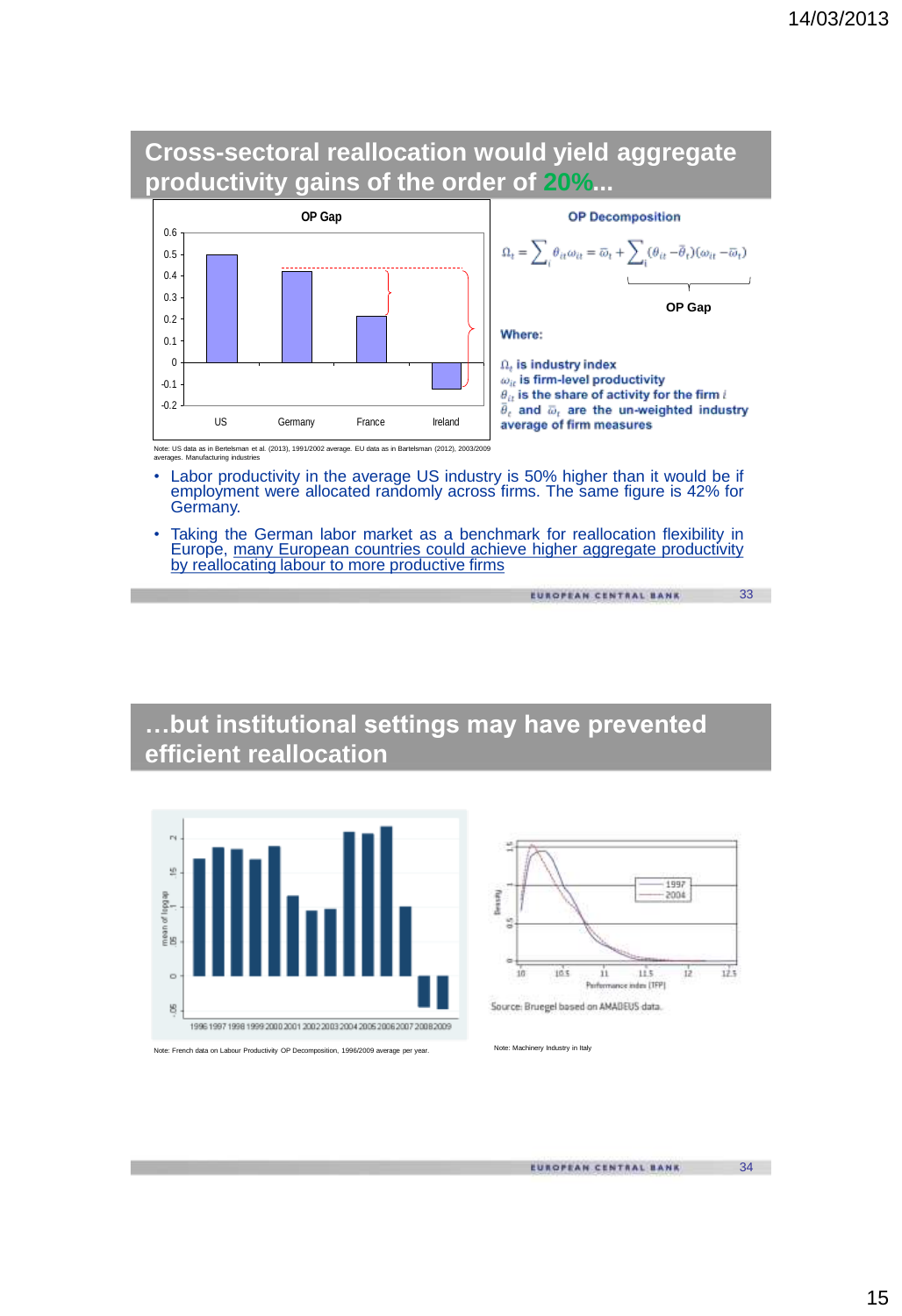## Cross-sectoral reallocation would yield aggregate productivity gains of the order of 20%...

**OP Gap**

| | US | Germany | France | Ireland |
|---|---|---|---|---|
| OP Gap | 0.5 | 0.42 | 0.21 | -0.12 |

Note: US data as in Bertelsman et al. (2013), 1991/2002 average. EU data as in Bartelsman (2012), 2003/2009 averages. Manufacturing industries

**OP Decomposition**

$$\Omega_t = \sum_i \theta_{it}\omega_{it} = \bar{\omega}_t + \underbrace{\sum_i (\theta_{it} - \bar{\theta}_t)(\omega_{it} - \bar{\omega}_t)}_{\text{OP Gap}}$$

Where:

$\Omega_t$ is industry index
$\omega_{it}$ is firm-level productivity
$\theta_{it}$ is the share of activity for the firm $i$
$\bar{\theta}_t$ and $\bar{\omega}_t$ are the un-weighted industry average of firm measures

- Labor productivity in the average US industry is 50% higher than it would be if employment were allocated randomly across firms. The same figure is 42% for Germany.
- Taking the German labor market as a benchmark for reallocation flexibility in Europe, many European countries could achieve higher aggregate productivity by reallocating labour to more productive firms

## ...but institutional settings may have prevented efficient reallocation

Note: French data on Labour Productivity OP Decomposition, 1996/2009 average per year.

Source: Bruegel based on AMADEUS data.

Note: Machinery Industry in Italy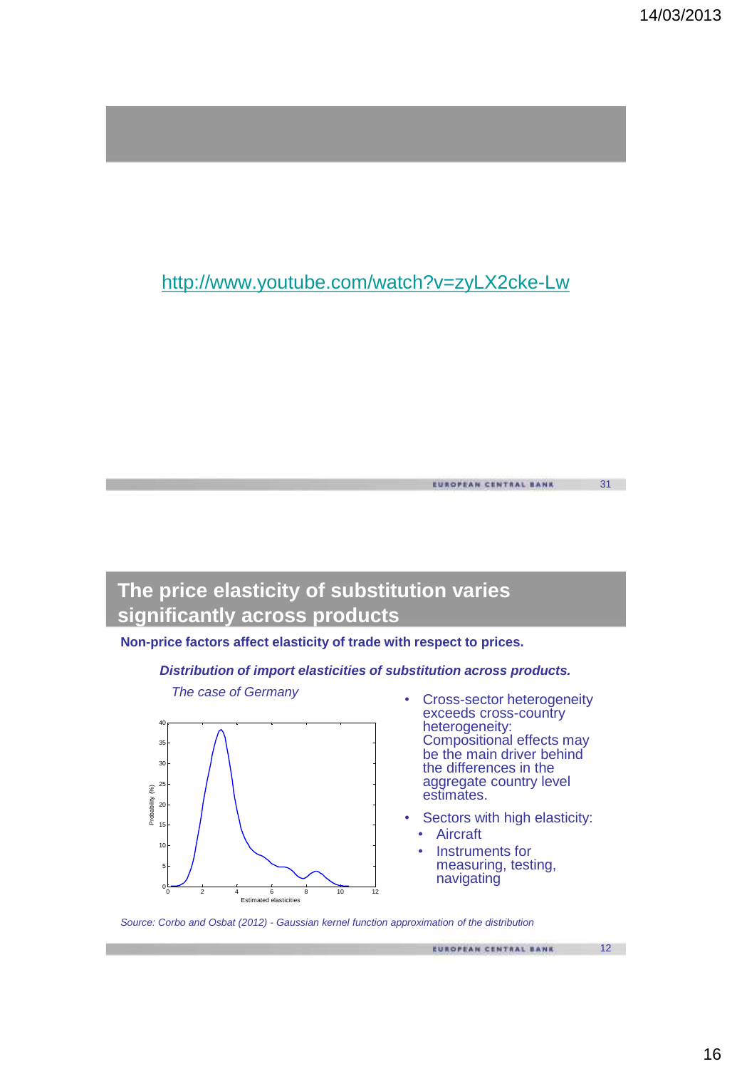http://www.youtube.com/watch?v=zyLX2cke-Lw

## The price elasticity of substitution varies significantly across products

**Non-price factors affect elasticity of trade with respect to prices.**

***Distribution of import elasticities of substitution across products.***

*The case of Germany*

- Cross-sector heterogeneity exceeds cross-country heterogeneity: Compositional effects may be the main driver behind the differences in the aggregate country level estimates.
- Sectors with high elasticity:
  - Aircraft
  - Instruments for measuring, testing, navigating

*Source: Corbo and Osbat (2012) - Gaussian kernel function approximation of the distribution*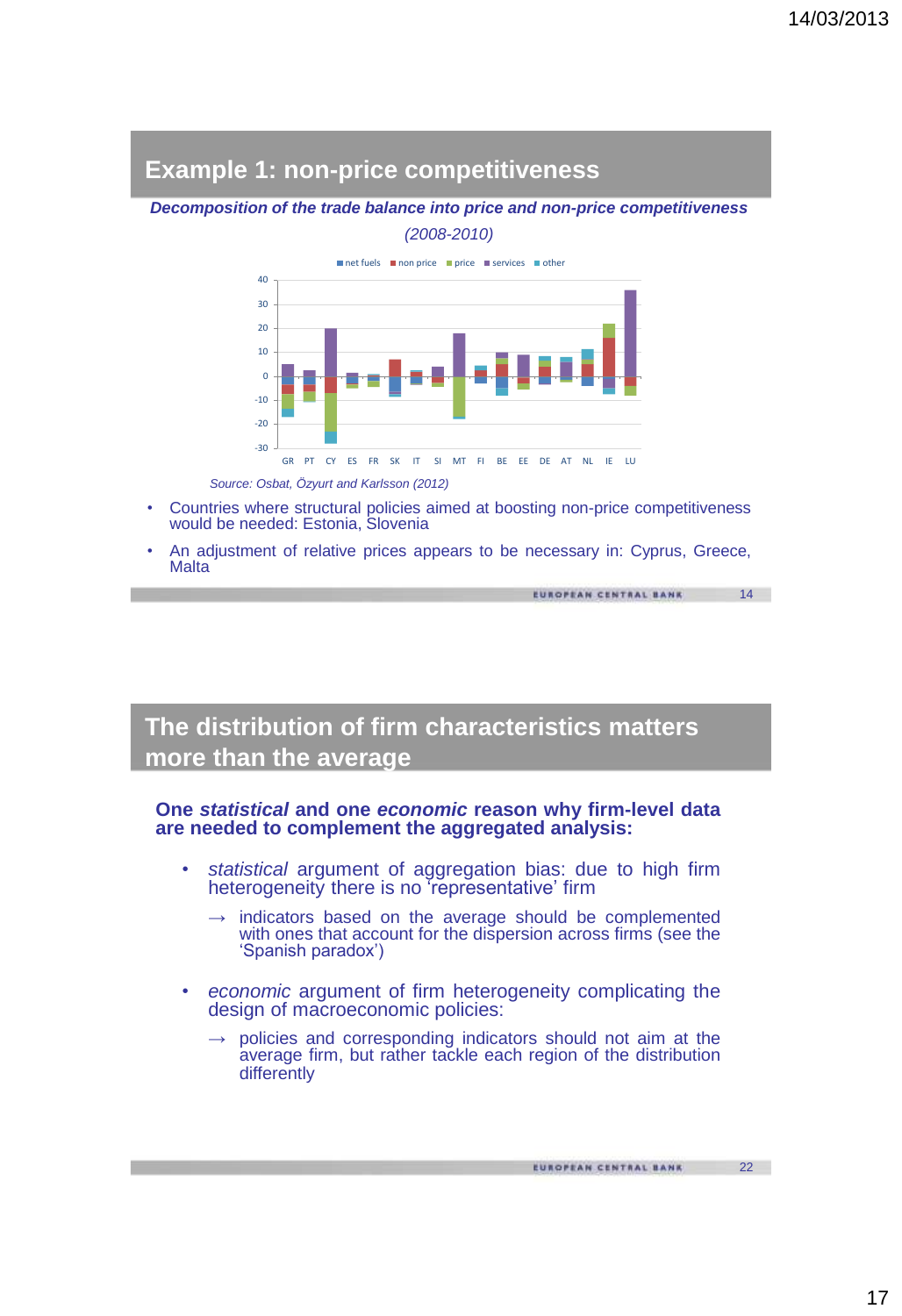## Example 1: non-price competitiveness

***Decomposition of the trade balance into price and non-price competitiveness***

*(2008-2010)*

net fuels non price price services other

40
30
20
10
0
-10
-20
-30

GR PT CY ES FR SK IT SI MT FI BE EE DE AT NL IE LU

*Source: Osbat, Özyurt and Karlsson (2012)*

- Countries where structural policies aimed at boosting non-price competitiveness would be needed: Estonia, Slovenia
- An adjustment of relative prices appears to be necessary in: Cyprus, Greece, Malta

## The distribution of firm characteristics matters more than the average

**One *statistical* and one *economic* reason why firm-level data are needed to complement the aggregated analysis:**

- *statistical* argument of aggregation bias: due to high firm heterogeneity there is no 'representative' firm
  - → indicators based on the average should be complemented with ones that account for the dispersion across firms (see the 'Spanish paradox')
- *economic* argument of firm heterogeneity complicating the design of macroeconomic policies:
  - → policies and corresponding indicators should not aim at the average firm, but rather tackle each region of the distribution differently